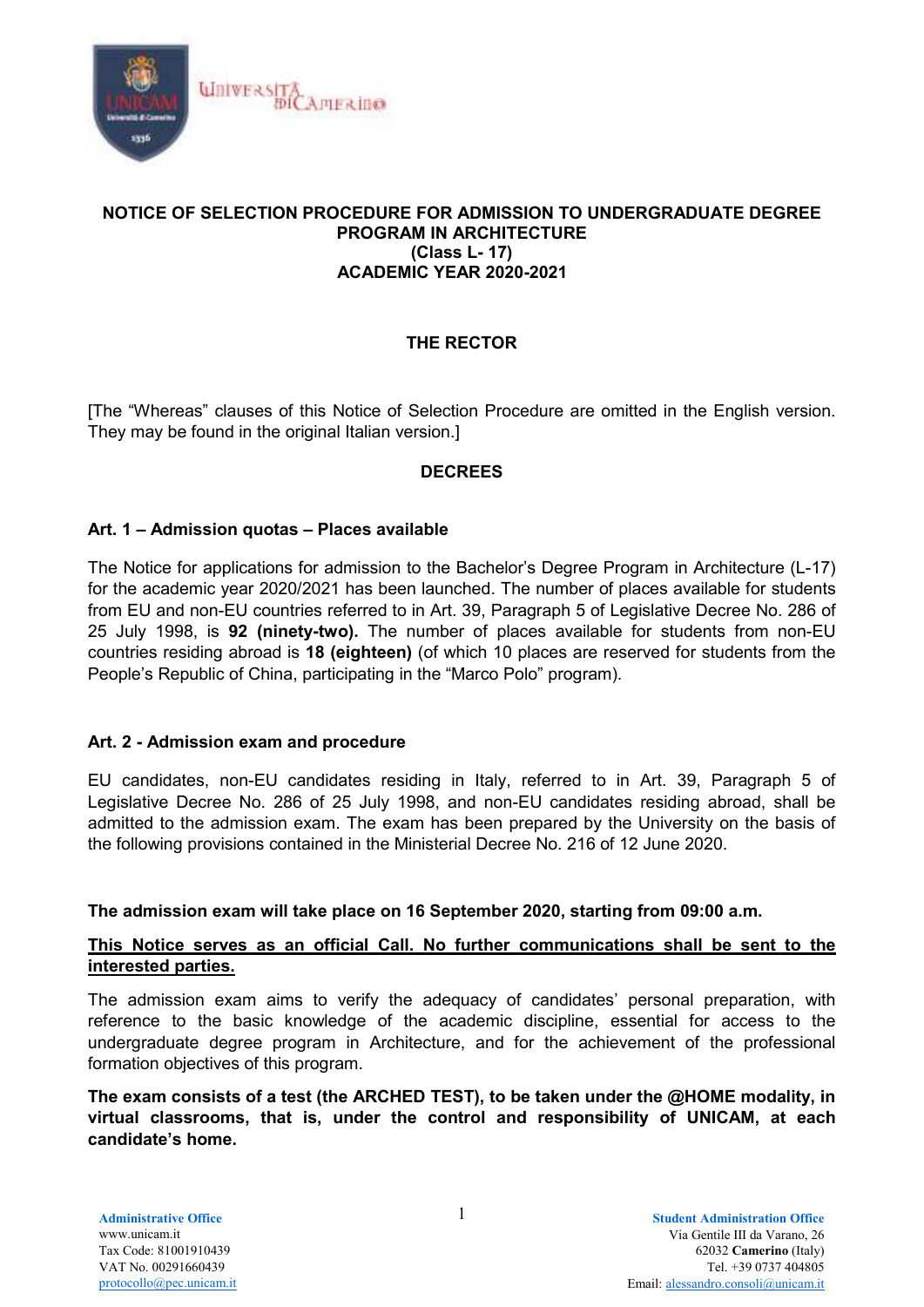# NOTICE OF SELECTION PROCEDURE FOR ADMISSION TO UNDERGRADUATE DEGREE PROGRAM IN ARCHITECTURE (Class L- 17) ACADEMIC YEAR 2020-2021

## THE RECTOR

[The "Whereas" clauses of this Notice of Selection Procedure are omitted in the English version. They may be found in the original Italian version.]

## DECREES

### Art. 1 – Admission quotas – Places available

The Notice for applications for admission to the Bachelor's Degree Program in Architecture (L-17) for the academic year 2020/2021 has been launched. The number of places available for students from EU and non-EU countries referred to in Art. 39, Paragraph 5 of Legislative Decree No. 286 of 25 July 1998, is **92 (ninety-two).** The number of places available for students from non-EU countries residing abroad is **18 (eighteen)** (of which 10 places are reserved for students from the People's Republic of China, participating in the "Marco Polo" program).

### Art. 2 - Admission exam and procedure

EU candidates, non-EU candidates residing in Italy, referred to in Art. 39, Paragraph 5 of Legislative Decree No. 286 of 25 July 1998, and non-EU candidates residing abroad, shall be admitted to the admission exam. The exam has been prepared by the University on the basis of the following provisions contained in the Ministerial Decree No. 216 of 12 June 2020.

**The admission exam will take place on 16 September 2020, starting from 09:00 a.m.**

**This Notice serves as an official Call. No further communications shall be sent to the interested parties.**

The admission exam aims to verify the adequacy of candidates' personal preparation, with reference to the basic knowledge of the academic discipline, essential for access to the undergraduate degree program in Architecture, and for the achievement of the professional formation objectives of this program.

**The exam consists of a test (the ARCHED TEST), to be taken under the @HOME modality, in virtual classrooms, that is, under the control and responsibility of UNICAM, at each candidate's home.**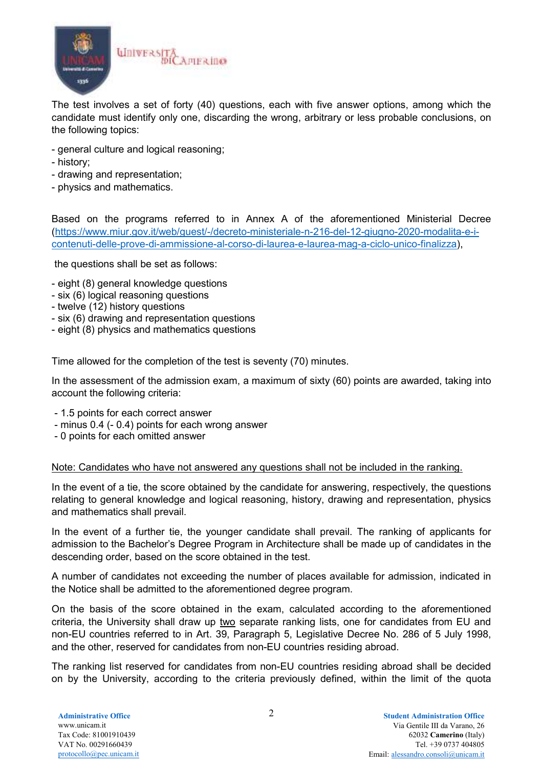The test involves a set of forty (40) questions, each with five answer options, among which the candidate must identify only one, discarding the wrong, arbitrary or less probable conclusions, on the following topics:

- general culture and logical reasoning;
- history;
- drawing and representation;
- physics and mathematics.

Based on the programs referred to in Annex A of the aforementioned Ministerial Decree (https://www.miur.gov.it/web/guest/-/decreto-ministeriale-n-216-del-12-giugno-2020-modalita-e-i-contenuti-delle-prove-di-ammissione-al-corso-di-laurea-e-laurea-mag-a-ciclo-unico-finalizza),

the questions shall be set as follows:

- eight (8) general knowledge questions
- six (6) logical reasoning questions
- twelve (12) history questions
- six (6) drawing and representation questions
- eight (8) physics and mathematics questions

Time allowed for the completion of the test is seventy (70) minutes.

In the assessment of the admission exam, a maximum of sixty (60) points are awarded, taking into account the following criteria:

- 1.5 points for each correct answer
- minus 0.4 (- 0.4) points for each wrong answer
- 0 points for each omitted answer

<u>Note: Candidates who have not answered any questions shall not be included in the ranking.</u>

In the event of a tie, the score obtained by the candidate for answering, respectively, the questions relating to general knowledge and logical reasoning, history, drawing and representation, physics and mathematics shall prevail.

In the event of a further tie, the younger candidate shall prevail. The ranking of applicants for admission to the Bachelor's Degree Program in Architecture shall be made up of candidates in the descending order, based on the score obtained in the test.

A number of candidates not exceeding the number of places available for admission, indicated in the Notice shall be admitted to the aforementioned degree program.

On the basis of the score obtained in the exam, calculated according to the aforementioned criteria, the University shall draw up <u>two</u> separate ranking lists, one for candidates from EU and non-EU countries referred to in Art. 39, Paragraph 5, Legislative Decree No. 286 of 5 July 1998, and the other, reserved for candidates from non-EU countries residing abroad.

The ranking list reserved for candidates from non-EU countries residing abroad shall be decided on by the University, according to the criteria previously defined, within the limit of the quota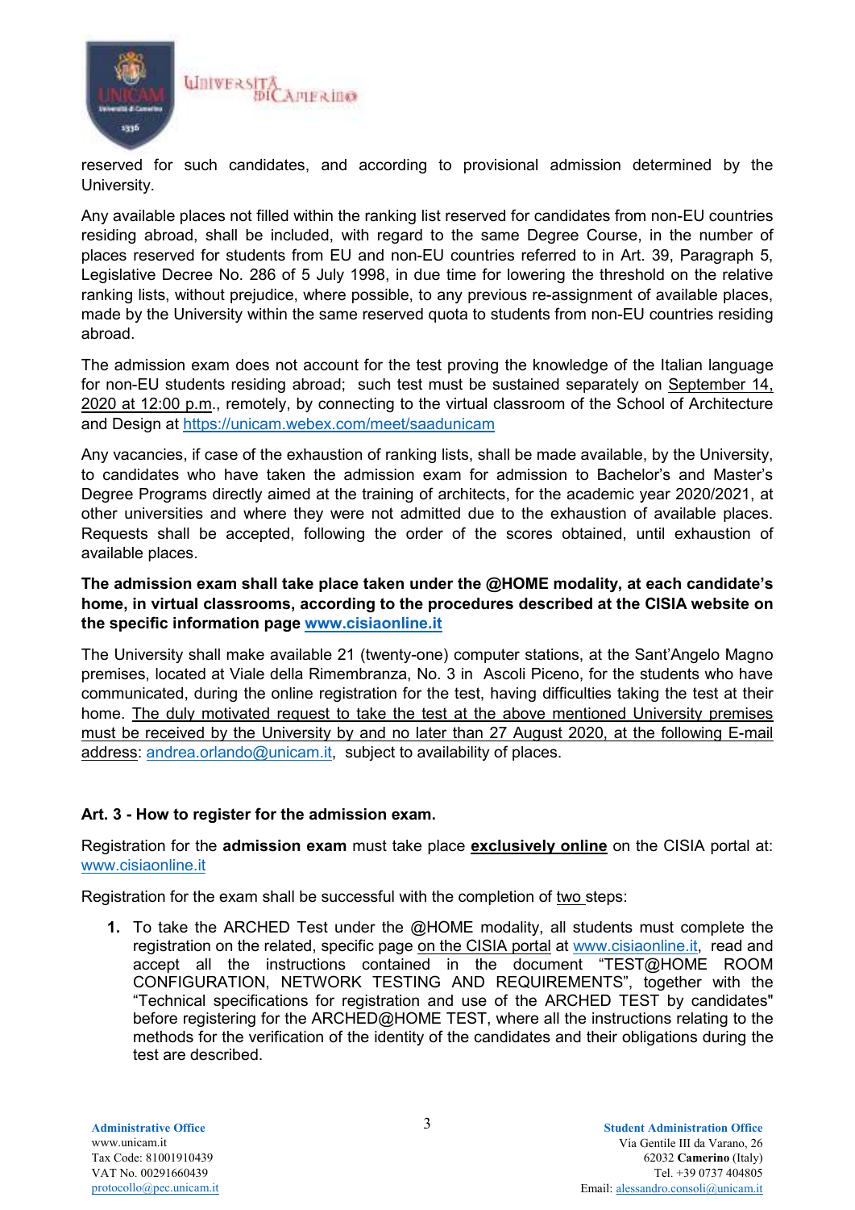reserved for such candidates, and according to provisional admission determined by the University.

Any available places not filled within the ranking list reserved for candidates from non-EU countries residing abroad, shall be included, with regard to the same Degree Course, in the number of places reserved for students from EU and non-EU countries referred to in Art. 39, Paragraph 5, Legislative Decree No. 286 of 5 July 1998, in due time for lowering the threshold on the relative ranking lists, without prejudice, where possible, to any previous re-assignment of available places, made by the University within the same reserved quota to students from non-EU countries residing abroad.

The admission exam does not account for the test proving the knowledge of the Italian language for non-EU students residing abroad; such test must be sustained separately on September 14, 2020 at 12:00 p.m., remotely, by connecting to the virtual classroom of the School of Architecture and Design at https://unicam.webex.com/meet/saadunicam

Any vacancies, if case of the exhaustion of ranking lists, shall be made available, by the University, to candidates who have taken the admission exam for admission to Bachelor's and Master's Degree Programs directly aimed at the training of architects, for the academic year 2020/2021, at other universities and where they were not admitted due to the exhaustion of available places. Requests shall be accepted, following the order of the scores obtained, until exhaustion of available places.

**The admission exam shall take place taken under the @HOME modality, at each candidate's home, in virtual classrooms, according to the procedures described at the CISIA website on the specific information page www.cisiaonline.it**

The University shall make available 21 (twenty-one) computer stations, at the Sant'Angelo Magno premises, located at Viale della Rimembranza, No. 3 in Ascoli Piceno, for the students who have communicated, during the online registration for the test, having difficulties taking the test at their home. The duly motivated request to take the test at the above mentioned University premises must be received by the University by and no later than 27 August 2020, at the following E-mail address: andrea.orlando@unicam.it, subject to availability of places.

### Art. 3 - How to register for the admission exam.

Registration for the **admission exam** must take place **exclusively online** on the CISIA portal at: www.cisiaonline.it

Registration for the exam shall be successful with the completion of two steps:

1. To take the ARCHED Test under the @HOME modality, all students must complete the registration on the related, specific page on the CISIA portal at www.cisiaonline.it, read and accept all the instructions contained in the document "TEST@HOME ROOM CONFIGURATION, NETWORK TESTING AND REQUIREMENTS", together with the "Technical specifications for registration and use of the ARCHED TEST by candidates" before registering for the ARCHED@HOME TEST, where all the instructions relating to the methods for the verification of the identity of the candidates and their obligations during the test are described.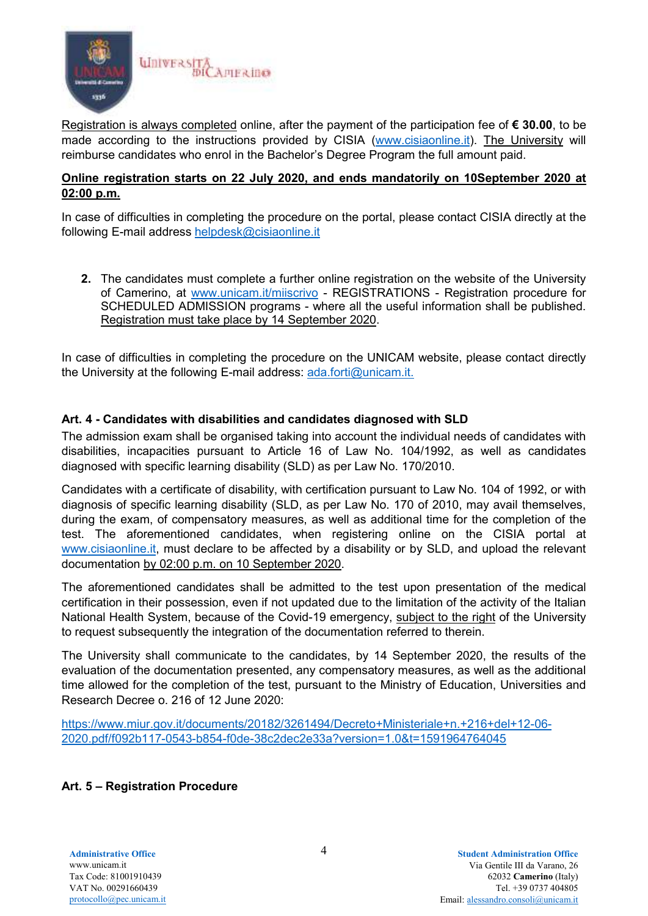Registration is always completed online, after the payment of the participation fee of **€ 30.00**, to be made according to the instructions provided by CISIA (www.cisiaonline.it). The University will reimburse candidates who enrol in the Bachelor's Degree Program the full amount paid.

**Online registration starts on 22 July 2020, and ends mandatorily on 10September 2020 at 02:00 p.m.**

In case of difficulties in completing the procedure on the portal, please contact CISIA directly at the following E-mail address helpdesk@cisiaonline.it

2. The candidates must complete a further online registration on the website of the University of Camerino, at www.unicam.it/miiscrivo - REGISTRATIONS - Registration procedure for SCHEDULED ADMISSION programs - where all the useful information shall be published. Registration must take place by 14 September 2020.

In case of difficulties in completing the procedure on the UNICAM website, please contact directly the University at the following E-mail address: ada.forti@unicam.it.

### Art. 4 - Candidates with disabilities and candidates diagnosed with SLD

The admission exam shall be organised taking into account the individual needs of candidates with disabilities, incapacities pursuant to Article 16 of Law No. 104/1992, as well as candidates diagnosed with specific learning disability (SLD) as per Law No. 170/2010.

Candidates with a certificate of disability, with certification pursuant to Law No. 104 of 1992, or with diagnosis of specific learning disability (SLD, as per Law No. 170 of 2010, may avail themselves, during the exam, of compensatory measures, as well as additional time for the completion of the test. The aforementioned candidates, when registering online on the CISIA portal at www.cisiaonline.it, must declare to be affected by a disability or by SLD, and upload the relevant documentation by 02:00 p.m. on 10 September 2020.

The aforementioned candidates shall be admitted to the test upon presentation of the medical certification in their possession, even if not updated due to the limitation of the activity of the Italian National Health System, because of the Covid-19 emergency, subject to the right of the University to request subsequently the integration of the documentation referred to therein.

The University shall communicate to the candidates, by 14 September 2020, the results of the evaluation of the documentation presented, any compensatory measures, as well as the additional time allowed for the completion of the test, pursuant to the Ministry of Education, Universities and Research Decree o. 216 of 12 June 2020:

https://www.miur.gov.it/documents/20182/3261494/Decreto+Ministeriale+n.+216+del+12-06-2020.pdf/f092b117-0543-b854-f0de-38c2dec2e33a?version=1.0&t=1591964764045

### Art. 5 – Registration Procedure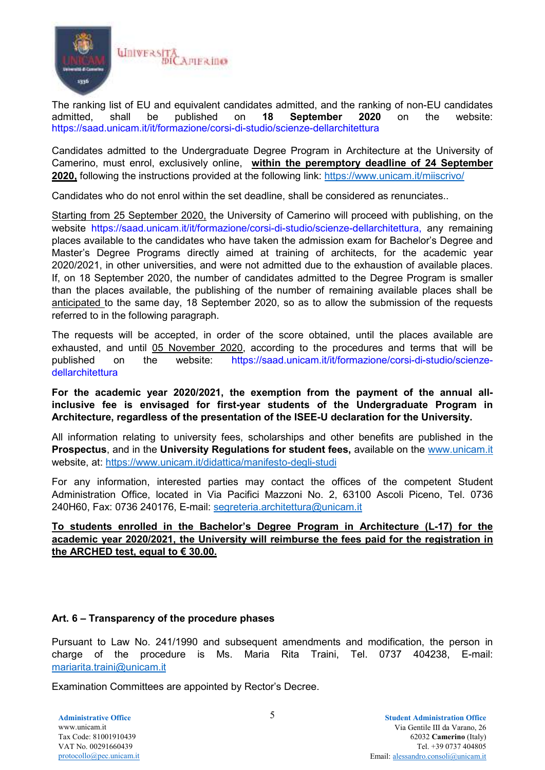The ranking list of EU and equivalent candidates admitted, and the ranking of non-EU candidates admitted, shall be published on **18 September 2020** on the website: https://saad.unicam.it/it/formazione/corsi-di-studio/scienze-dellarchitettura

Candidates admitted to the Undergraduate Degree Program in Architecture at the University of Camerino, must enrol, exclusively online, **within the peremptory deadline of 24 September 2020,** following the instructions provided at the following link: https://www.unicam.it/miiscrivo/

Candidates who do not enrol within the set deadline, shall be considered as renunciates..

Starting from 25 September 2020, the University of Camerino will proceed with publishing, on the website https://saad.unicam.it/it/formazione/corsi-di-studio/scienze-dellarchitettura, any remaining places available to the candidates who have taken the admission exam for Bachelor's Degree and Master's Degree Programs directly aimed at training of architects, for the academic year 2020/2021, in other universities, and were not admitted due to the exhaustion of available places. If, on 18 September 2020, the number of candidates admitted to the Degree Program is smaller than the places available, the publishing of the number of remaining available places shall be anticipated to the same day, 18 September 2020, so as to allow the submission of the requests referred to in the following paragraph.

The requests will be accepted, in order of the score obtained, until the places available are exhausted, and until 05 November 2020, according to the procedures and terms that will be published on the website: https://saad.unicam.it/it/formazione/corsi-di-studio/scienze-dellarchitettura

**For the academic year 2020/2021, the exemption from the payment of the annual all-inclusive fee is envisaged for first-year students of the Undergraduate Program in Architecture, regardless of the presentation of the ISEE-U declaration for the University.**

All information relating to university fees, scholarships and other benefits are published in the **Prospectus**, and in the **University Regulations for student fees,** available on the www.unicam.it website, at: https://www.unicam.it/didattica/manifesto-degli-studi

For any information, interested parties may contact the offices of the competent Student Administration Office, located in Via Pacifici Mazzoni No. 2, 63100 Ascoli Piceno, Tel. 0736 240H60, Fax: 0736 240176, E-mail: segreteria.architettura@unicam.it

**To students enrolled in the Bachelor's Degree Program in Architecture (L-17) for the academic year 2020/2021, the University will reimburse the fees paid for the registration in the ARCHED test, equal to € 30.00.**

## Art. 6 – Transparency of the procedure phases

Pursuant to Law No. 241/1990 and subsequent amendments and modification, the person in charge of the procedure is Ms. Maria Rita Traini, Tel. 0737 404238, E-mail: mariarita.traini@unicam.it

Examination Committees are appointed by Rector's Decree.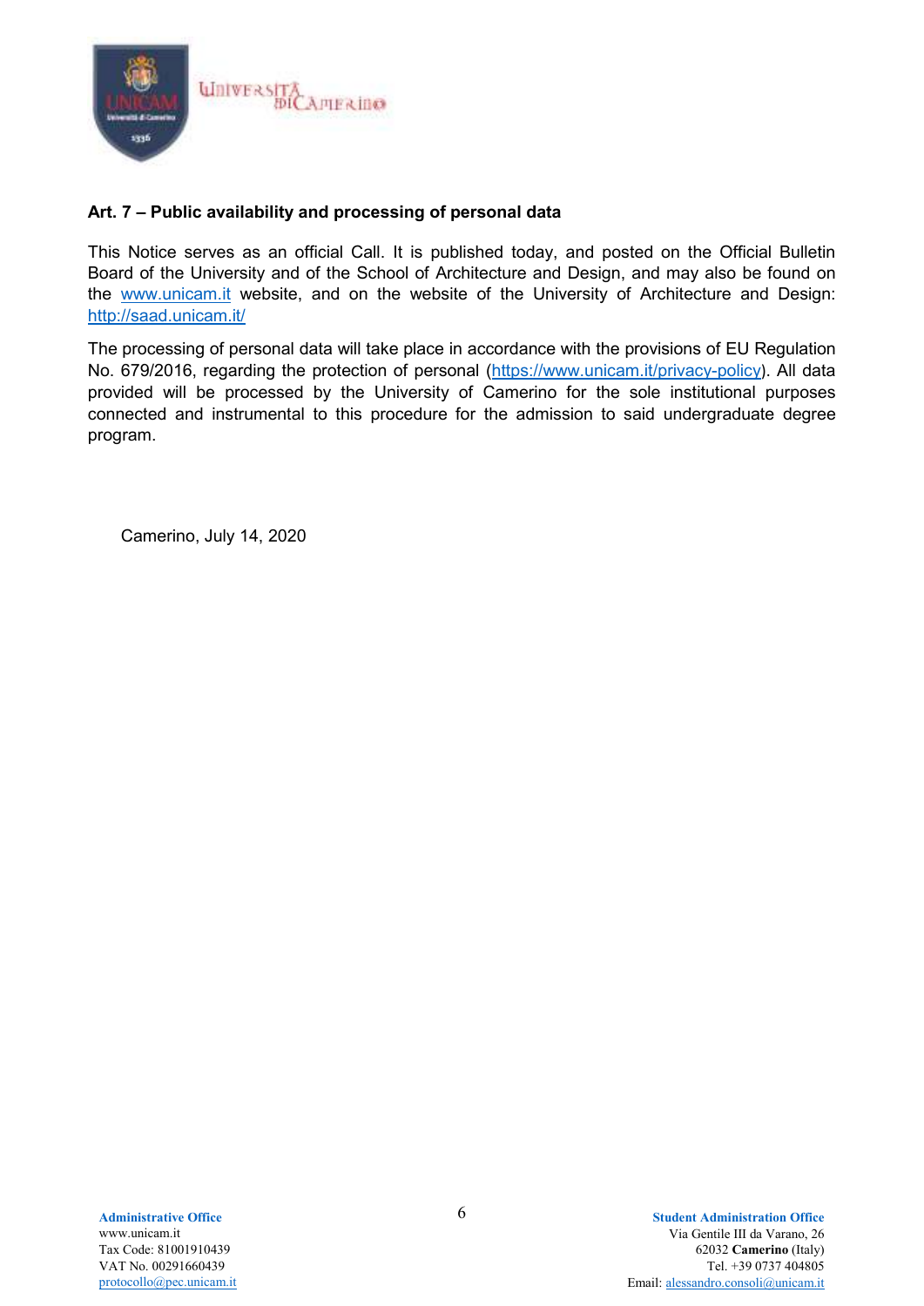## Art. 7 – Public availability and processing of personal data

This Notice serves as an official Call. It is published today, and posted on the Official Bulletin Board of the University and of the School of Architecture and Design, and may also be found on the www.unicam.it website, and on the website of the University of Architecture and Design: http://saad.unicam.it/

The processing of personal data will take place in accordance with the provisions of EU Regulation No. 679/2016, regarding the protection of personal (https://www.unicam.it/privacy-policy). All data provided will be processed by the University of Camerino for the sole institutional purposes connected and instrumental to this procedure for the admission to said undergraduate degree program.

Camerino, July 14, 2020